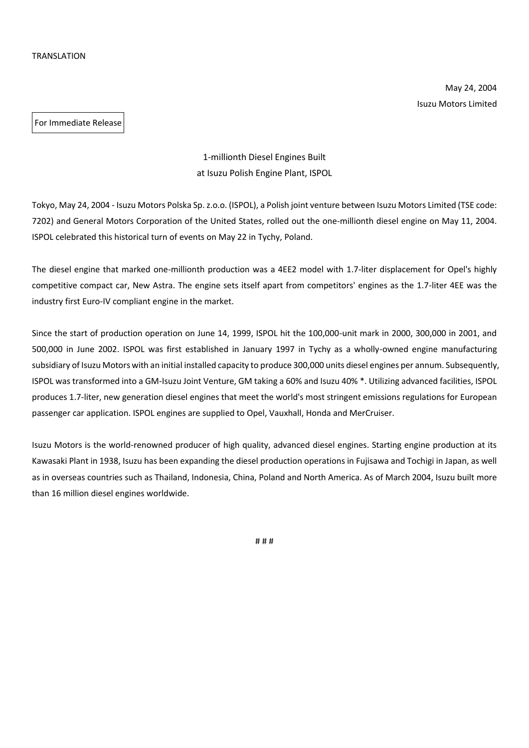TRANSLATION

May 24, 2004

Isuzu Motors Limited

For Immediate Release

## 1-millionth Diesel Engines Built at Isuzu Polish Engine Plant, ISPOL

Tokyo, May 24, 2004 - Isuzu Motors Polska Sp. z.o.o. (ISPOL), a Polish joint venture between Isuzu Motors Limited (TSE code: 7202) and General Motors Corporation of the United States, rolled out the one-millionth diesel engine on May 11, 2004. ISPOL celebrated this historical turn of events on May 22 in Tychy, Poland.

The diesel engine that marked one-millionth production was a 4EE2 model with 1.7-liter displacement for Opel's highly competitive compact car, New Astra. The engine sets itself apart from competitors' engines as the 1.7-liter 4EE was the industry first Euro-IV compliant engine in the market.

Since the start of production operation on June 14, 1999, ISPOL hit the 100,000-unit mark in 2000, 300,000 in 2001, and 500,000 in June 2002. ISPOL was first established in January 1997 in Tychy as a wholly-owned engine manufacturing subsidiary of Isuzu Motors with an initial installed capacity to produce 300,000 units diesel engines per annum. Subsequently, ISPOL was transformed into a GM-Isuzu Joint Venture, GM taking a 60% and Isuzu 40% *. Utilizing advanced facilities, ISPOL produces 1.7-liter, new generation diesel engines that meet the world's most stringent emissions regulations for European passenger car application. ISPOL engines are supplied to Opel, Vauxhall, Honda and MerCruiser.

Isuzu Motors is the world-renowned producer of high quality, advanced diesel engines. Starting engine production at its Kawasaki Plant in 1938, Isuzu has been expanding the diesel production operations in Fujisawa and Tochigi in Japan, as well as in overseas countries such as Thailand, Indonesia, China, Poland and North America. As of March 2004, Isuzu built more than 16 million diesel engines worldwide.

# # #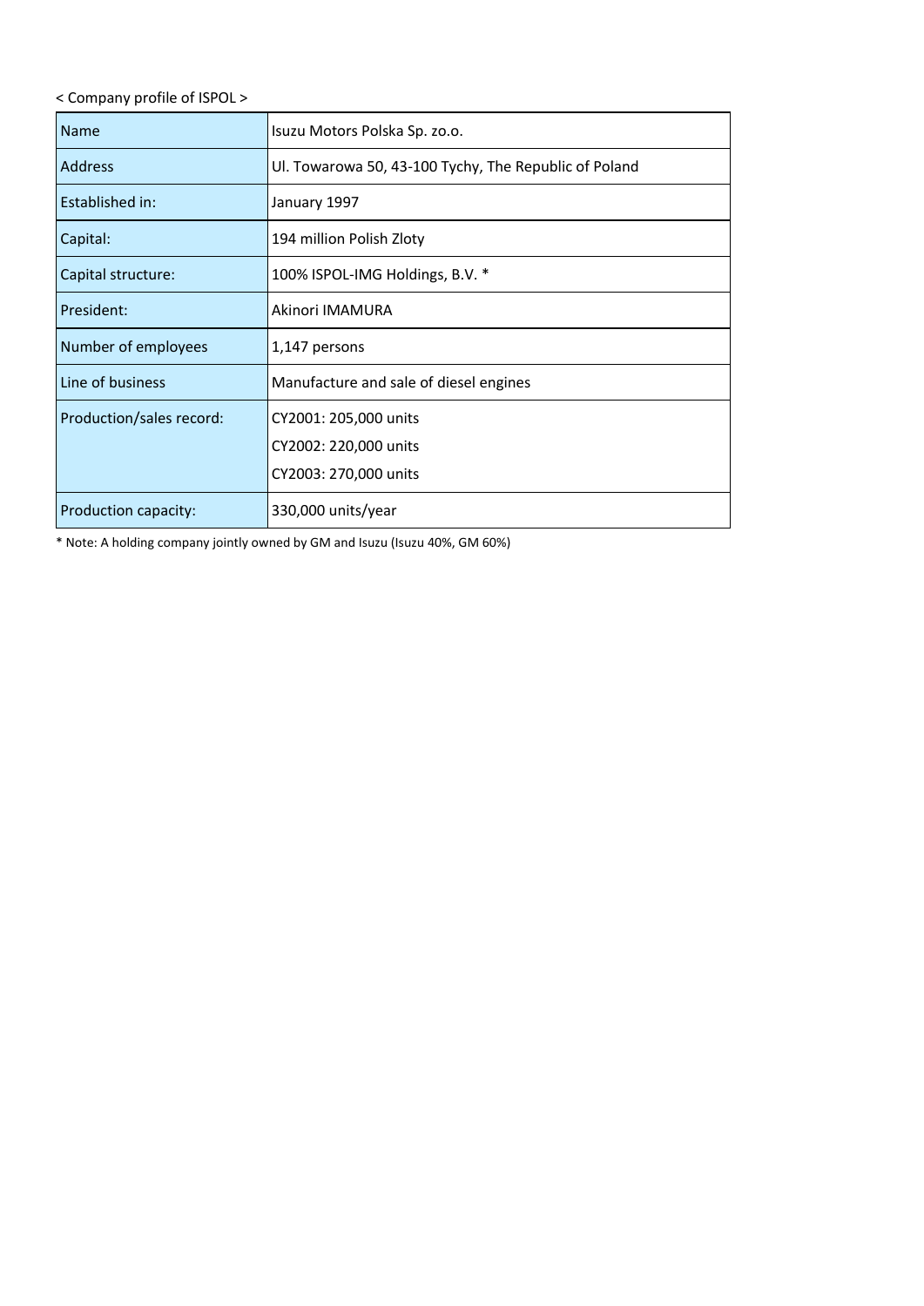< Company profile of ISPOL >

| | |
|---|---|
| Name | Isuzu Motors Polska Sp. zo.o. |
| Address | Ul. Towarowa 50, 43-100 Tychy, The Republic of Poland |
| Established in: | January 1997 |
| Capital: | 194 million Polish Zloty |
| Capital structure: | 100% ISPOL-IMG Holdings, B.V. * |
| President: | Akinori IMAMURA |
| Number of employees | 1,147 persons |
| Line of business | Manufacture and sale of diesel engines |
| Production/sales record: | CY2001: 205,000 units<br>CY2002: 220,000 units<br>CY2003: 270,000 units |
| Production capacity: | 330,000 units/year |

* Note: A holding company jointly owned by GM and Isuzu (Isuzu 40%, GM 60%)